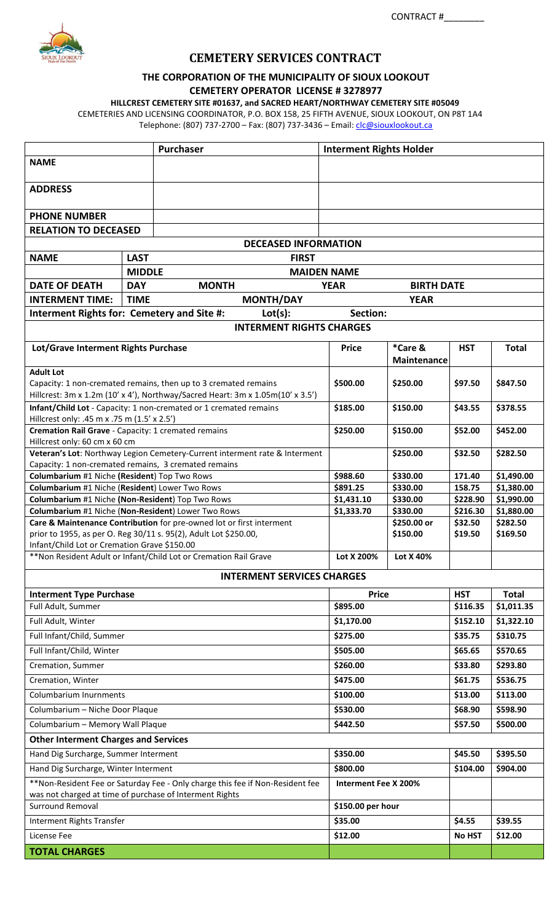CONTRACT #________

# CEMETERY SERVICES CONTRACT

## THE CORPORATION OF THE MUNICIPALITY OF SIOUX LOOKOUT

**CEMETERY OPERATOR LICENSE # 3278977**

**HILLCREST CEMETERY SITE #01637, and SACRED HEART/NORTHWAY CEMETERY SITE #05049**

CEMETERIES AND LICENSING COORDINATOR, P.O. BOX 158, 25 FIFTH AVENUE, SIOUX LOOKOUT, ON P8T 1A4

Telephone: (807) 737-2700 – Fax: (807) 737-3436 – Email: clc@siouxlookout.ca

| | Purchaser | Interment Rights Holder |
|---|---|---|
| **NAME** | | |
| **ADDRESS** | | |
| **PHONE NUMBER** | | |
| **RELATION TO DECEASED** | | |

**DECEASED INFORMATION**

| | | | | |
|---|---|---|---|---|
| **NAME** | **LAST** | **FIRST** | | |
| | **MIDDLE** | **MAIDEN NAME** | | |
| **DATE OF DEATH** | **DAY** | **MONTH** | **YEAR** | **BIRTH DATE** |
| **INTERMENT TIME:** | **TIME** | **MONTH/DAY** | **YEAR** | |
| **Interment Rights for: Cemetery and Site #:** | | **Lot(s):** | **Section:** | |

**INTERMENT RIGHTS CHARGES**

| Lot/Grave Interment Rights Purchase | Price | *Care & Maintenance | HST | Total |
|---|---|---|---|---|
| **Adult Lot**<br>Capacity: 1 non-cremated remains, then up to 3 cremated remains<br>Hillcrest: 3m x 1.2m (10' x 4'), Northway/Sacred Heart: 3m x 1.05m(10' x 3.5') | $500.00 | $250.00 | $97.50 | $847.50 |
| **Infant/Child Lot** - Capacity: 1 non-cremated or 1 cremated remains<br>Hillcrest only: .45 m x .75 m (1.5' x 2.5') | $185.00 | $150.00 | $43.55 | $378.55 |
| **Cremation Rail Grave** - Capacity: 1 cremated remains<br>Hillcrest only: 60 cm x 60 cm | $250.00 | $150.00 | $52.00 | $452.00 |
| **Veteran's Lot**: Northway Legion Cemetery-Current interment rate & Interment<br>Capacity: 1 non-cremated remains, 3 cremated remains | | $250.00 | $32.50 | $282.50 |
| **Columbarium** #1 Niche **(Resident**) Top Two Rows | $988.60 | $330.00 | 171.40 | $1,490.00 |
| **Columbarium** #1 Niche (**Resident**) Lower Two Rows | $891.25 | $330.00 | 158.75 | $1,380.00 |
| **Columbarium** #1 Niche **(Non-Resident**) Top Two Rows | $1,431.10 | $330.00 | $228.90 | $1,990.00 |
| **Columbarium** #1 Niche (**Non-Resident**) Lower Two Rows | $1,333.70 | $330.00 | $216.30 | $1,880.00 |
| **Care & Maintenance Contribution** for pre-owned lot or first interment prior to 1955, as per O. Reg 30/11 s. 95(2), Adult Lot $250.00, Infant/Child Lot or Cremation Grave $150.00 | | $250.00 or<br>$150.00 | $32.50<br>$19.50 | $282.50<br>$169.50 |
| **Non Resident Adult or Infant/Child Lot or Cremation Rail Grave | Lot X 200% | Lot X 40% | | |

**INTERMENT SERVICES CHARGES**

| Interment Type Purchase | Price | HST | Total |
|---|---|---|---|
| Full Adult, Summer | $895.00 | $116.35 | $1,011.35 |
| Full Adult, Winter | $1,170.00 | $152.10 | $1,322.10 |
| Full Infant/Child, Summer | $275.00 | $35.75 | $310.75 |
| Full Infant/Child, Winter | $505.00 | $65.65 | $570.65 |
| Cremation, Summer | $260.00 | $33.80 | $293.80 |
| Cremation, Winter | $475.00 | $61.75 | $536.75 |
| Columbarium Inurnments | $100.00 | $13.00 | $113.00 |
| Columbarium – Niche Door Plaque | $530.00 | $68.90 | $598.90 |
| Columbarium – Memory Wall Plaque | $442.50 | $57.50 | $500.00 |
| **Other Interment Charges and Services** | | | |
| Hand Dig Surcharge, Summer Interment | $350.00 | $45.50 | $395.50 |
| Hand Dig Surcharge, Winter Interment | $800.00 | $104.00 | $904.00 |
| **Non-Resident Fee or Saturday Fee - Only charge this fee if Non-Resident fee was not charged at time of purchase of Interment Rights | Interment Fee X 200% | | |
| Surround Removal | $150.00 per hour | | |
| Interment Rights Transfer | $35.00 | $4.55 | $39.55 |
| License Fee | $12.00 | No HST | $12.00 |
| **TOTAL CHARGES** | | | |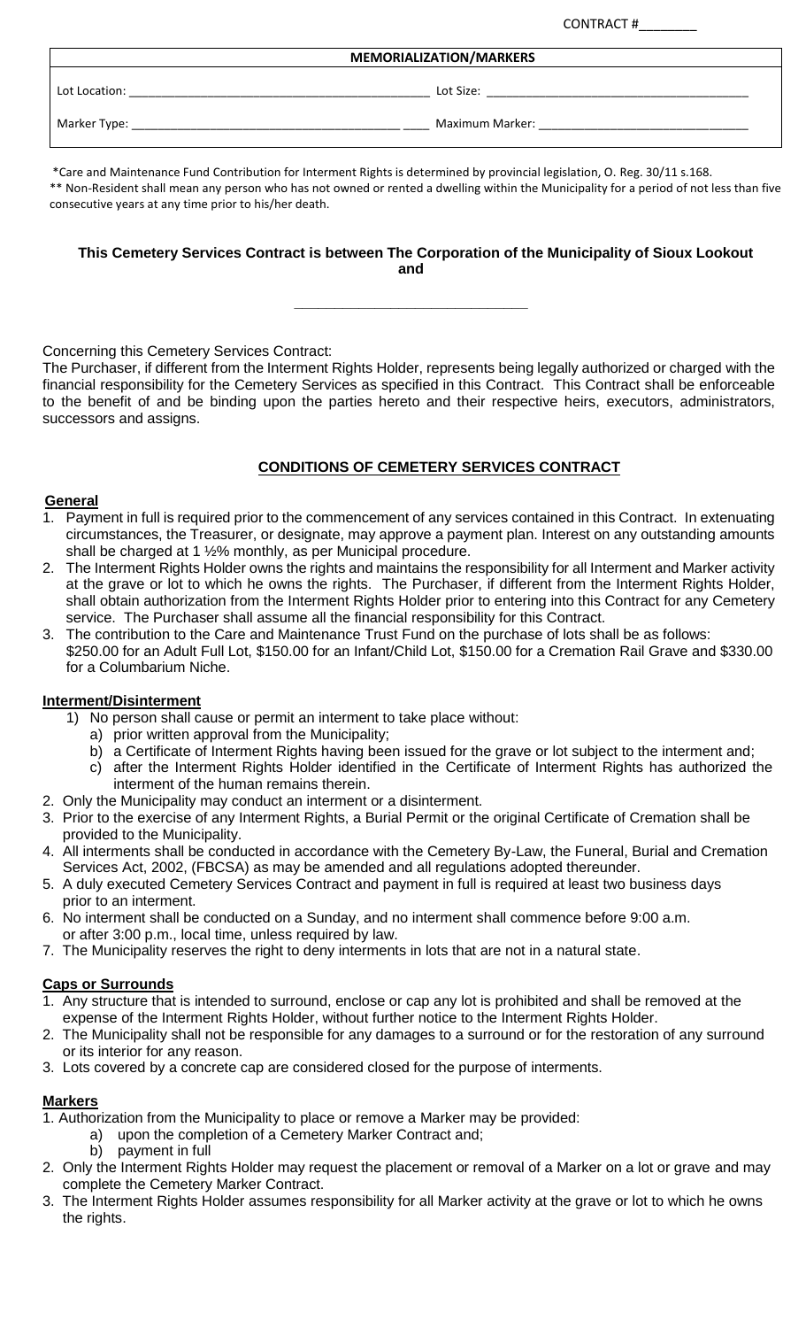CONTRACT #________

| MEMORIALIZATION/MARKERS | |
|---|---|
| Lot Location: ____________________________ | Lot Size: ____________________________ |
| Marker Type: ____________________________ | Maximum Marker: ____________________________ |

*Care and Maintenance Fund Contribution for Interment Rights is determined by provincial legislation, O. Reg. 30/11 s.168.
** Non-Resident shall mean any person who has not owned or rented a dwelling within the Municipality for a period of not less than five consecutive years at any time prior to his/her death.

**This Cemetery Services Contract is between The Corporation of the Municipality of Sioux Lookout and**

______________________________

Concerning this Cemetery Services Contract:
The Purchaser, if different from the Interment Rights Holder, represents being legally authorized or charged with the financial responsibility for the Cemetery Services as specified in this Contract. This Contract shall be enforceable to the benefit of and be binding upon the parties hereto and their respective heirs, executors, administrators, successors and assigns.

## CONDITIONS OF CEMETERY SERVICES CONTRACT

### General

1. Payment in full is required prior to the commencement of any services contained in this Contract. In extenuating circumstances, the Treasurer, or designate, may approve a payment plan. Interest on any outstanding amounts shall be charged at 1 ½% monthly, as per Municipal procedure.
2. The Interment Rights Holder owns the rights and maintains the responsibility for all Interment and Marker activity at the grave or lot to which he owns the rights. The Purchaser, if different from the Interment Rights Holder, shall obtain authorization from the Interment Rights Holder prior to entering into this Contract for any Cemetery service. The Purchaser shall assume all the financial responsibility for this Contract.
3. The contribution to the Care and Maintenance Trust Fund on the purchase of lots shall be as follows: $250.00 for an Adult Full Lot, $150.00 for an Infant/Child Lot, $150.00 for a Cremation Rail Grave and $330.00 for a Columbarium Niche.

### Interment/Disinterment

1) No person shall cause or permit an interment to take place without:
   a) prior written approval from the Municipality;
   b) a Certificate of Interment Rights having been issued for the grave or lot subject to the interment and;
   c) after the Interment Rights Holder identified in the Certificate of Interment Rights has authorized the interment of the human remains therein.
2. Only the Municipality may conduct an interment or a disinterment.
3. Prior to the exercise of any Interment Rights, a Burial Permit or the original Certificate of Cremation shall be provided to the Municipality.
4. All interments shall be conducted in accordance with the Cemetery By-Law, the Funeral, Burial and Cremation Services Act, 2002, (FBCSA) as may be amended and all regulations adopted thereunder.
5. A duly executed Cemetery Services Contract and payment in full is required at least two business days prior to an interment.
6. No interment shall be conducted on a Sunday, and no interment shall commence before 9:00 a.m. or after 3:00 p.m., local time, unless required by law.
7. The Municipality reserves the right to deny interments in lots that are not in a natural state.

### Caps or Surrounds

1. Any structure that is intended to surround, enclose or cap any lot is prohibited and shall be removed at the expense of the Interment Rights Holder, without further notice to the Interment Rights Holder.
2. The Municipality shall not be responsible for any damages to a surround or for the restoration of any surround or its interior for any reason.
3. Lots covered by a concrete cap are considered closed for the purpose of interments.

### Markers

1. Authorization from the Municipality to place or remove a Marker may be provided:
   a) upon the completion of a Cemetery Marker Contract and;
   b) payment in full
2. Only the Interment Rights Holder may request the placement or removal of a Marker on a lot or grave and may complete the Cemetery Marker Contract.
3. The Interment Rights Holder assumes responsibility for all Marker activity at the grave or lot to which he owns the rights.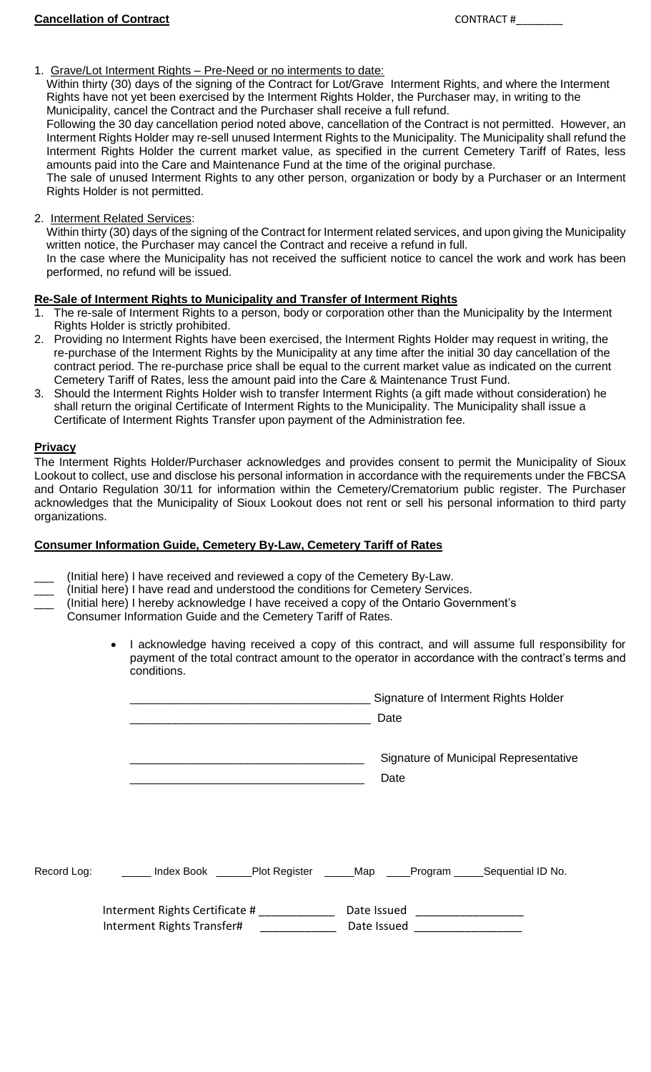**Cancellation of Contract** CONTRACT #________

1. Grave/Lot Interment Rights – Pre-Need or no interments to date:
   Within thirty (30) days of the signing of the Contract for Lot/Grave Interment Rights, and where the Interment Rights have not yet been exercised by the Interment Rights Holder, the Purchaser may, in writing to the Municipality, cancel the Contract and the Purchaser shall receive a full refund.
   Following the 30 day cancellation period noted above, cancellation of the Contract is not permitted. However, an Interment Rights Holder may re-sell unused Interment Rights to the Municipality. The Municipality shall refund the Interment Rights Holder the current market value, as specified in the current Cemetery Tariff of Rates, less amounts paid into the Care and Maintenance Fund at the time of the original purchase.
   The sale of unused Interment Rights to any other person, organization or body by a Purchaser or an Interment Rights Holder is not permitted.

2. Interment Related Services:
   Within thirty (30) days of the signing of the Contract for Interment related services, and upon giving the Municipality written notice, the Purchaser may cancel the Contract and receive a refund in full.
   In the case where the Municipality has not received the sufficient notice to cancel the work and work has been performed, no refund will be issued.

**Re-Sale of Interment Rights to Municipality and Transfer of Interment Rights**

1. The re-sale of Interment Rights to a person, body or corporation other than the Municipality by the Interment Rights Holder is strictly prohibited.
2. Providing no Interment Rights have been exercised, the Interment Rights Holder may request in writing, the re-purchase of the Interment Rights by the Municipality at any time after the initial 30 day cancellation of the contract period. The re-purchase price shall be equal to the current market value as indicated on the current Cemetery Tariff of Rates, less the amount paid into the Care & Maintenance Trust Fund.
3. Should the Interment Rights Holder wish to transfer Interment Rights (a gift made without consideration) he shall return the original Certificate of Interment Rights to the Municipality. The Municipality shall issue a Certificate of Interment Rights Transfer upon payment of the Administration fee.

**Privacy**

The Interment Rights Holder/Purchaser acknowledges and provides consent to permit the Municipality of Sioux Lookout to collect, use and disclose his personal information in accordance with the requirements under the FBCSA and Ontario Regulation 30/11 for information within the Cemetery/Crematorium public register. The Purchaser acknowledges that the Municipality of Sioux Lookout does not rent or sell his personal information to third party organizations.

**Consumer Information Guide, Cemetery By-Law, Cemetery Tariff of Rates**

___ (Initial here) I have received and reviewed a copy of the Cemetery By-Law.
___ (Initial here) I have read and understood the conditions for Cemetery Services.
___ (Initial here) I hereby acknowledge I have received a copy of the Ontario Government's Consumer Information Guide and the Cemetery Tariff of Rates.

- I acknowledge having received a copy of this contract, and will assume full responsibility for payment of the total contract amount to the operator in accordance with the contract's terms and conditions.

____________________________________ Signature of Interment Rights Holder

____________________________________ Date

____________________________________ Signature of Municipal Representative

____________________________________ Date

Record Log: _____ Index Book ______Plot Register _____Map ____Program _____Sequential ID No.

Interment Rights Certificate # ____________ Date Issued _________________

Interment Rights Transfer# ____________ Date Issued _________________